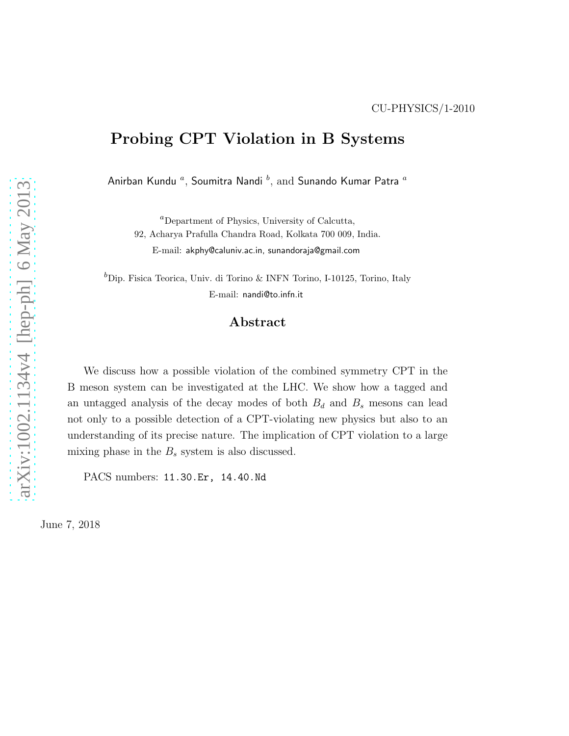CU-PHYSICS/1-2010

# Probing CPT Violation in B Systems

Anirban Kundu [a], Soumitra Nandi [b], and Sunando Kumar Patra [a]

[a]Department of Physics, University of Calcutta,
92, Acharya Prafulla Chandra Road, Kolkata 700 009, India.
E-mail: akphy@caluniv.ac.in, sunandoraja@gmail.com

[b]Dip. Fisica Teorica, Univ. di Torino & INFN Torino, I-10125, Torino, Italy
E-mail: nandi@to.infn.it

## Abstract

We discuss how a possible violation of the combined symmetry CPT in the B meson system can be investigated at the LHC. We show how a tagged and an untagged analysis of the decay modes of both $B_d$ and $B_s$ mesons can lead not only to a possible detection of a CPT-violating new physics but also to an understanding of its precise nature. The implication of CPT violation to a large mixing phase in the $B_s$ system is also discussed.

PACS numbers: 11.30.Er, 14.40.Nd

June 7, 2018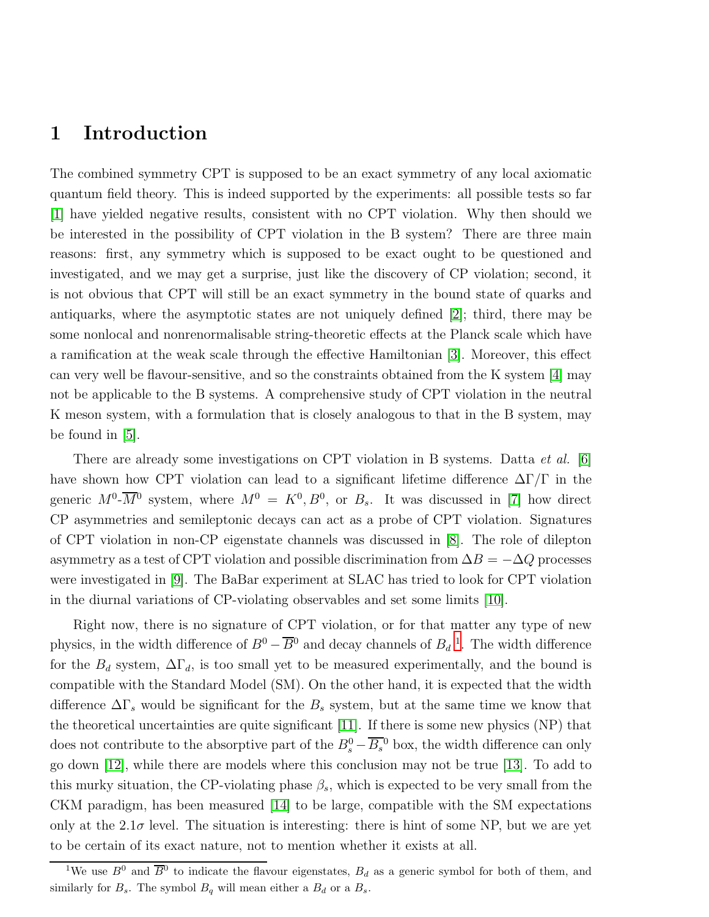# 1 Introduction

The combined symmetry CPT is supposed to be an exact symmetry of any local axiomatic quantum field theory. This is indeed supported by the experiments: all possible tests so far [1] have yielded negative results, consistent with no CPT violation. Why then should we be interested in the possibility of CPT violation in the B system? There are three main reasons: first, any symmetry which is supposed to be exact ought to be questioned and investigated, and we may get a surprise, just like the discovery of CP violation; second, it is not obvious that CPT will still be an exact symmetry in the bound state of quarks and antiquarks, where the asymptotic states are not uniquely defined [2]; third, there may be some nonlocal and nonrenormalisable string-theoretic effects at the Planck scale which have a ramification at the weak scale through the effective Hamiltonian [3]. Moreover, this effect can very well be flavour-sensitive, and so the constraints obtained from the K system [4] may not be applicable to the B systems. A comprehensive study of CPT violation in the neutral K meson system, with a formulation that is closely analogous to that in the B system, may be found in [5].

There are already some investigations on CPT violation in B systems. Datta *et al.* [6] have shown how CPT violation can lead to a significant lifetime difference $\Delta\Gamma/\Gamma$ in the generic $M^0$-$\overline{M}^0$ system, where $M^0 = K^0, B^0$, or $B_s$. It was discussed in [7] how direct CP asymmetries and semileptonic decays can act as a probe of CPT violation. Signatures of CPT violation in non-CP eigenstate channels was discussed in [8]. The role of dilepton asymmetry as a test of CPT violation and possible discrimination from $\Delta B = -\Delta Q$ processes were investigated in [9]. The BaBar experiment at SLAC has tried to look for CPT violation in the diurnal variations of CP-violating observables and set some limits [10].

Right now, there is no signature of CPT violation, or for that matter any type of new physics, in the width difference of $B^0 - \overline{B}^0$ and decay channels of $B_d$ [1]. The width difference for the $B_d$ system, $\Delta\Gamma_d$, is too small yet to be measured experimentally, and the bound is compatible with the Standard Model (SM). On the other hand, it is expected that the width difference $\Delta\Gamma_s$ would be significant for the $B_s$ system, but at the same time we know that the theoretical uncertainties are quite significant [11]. If there is some new physics (NP) that does not contribute to the absorptive part of the $B_s^0 - \overline{B_s}^0$ box, the width difference can only go down [12], while there are models where this conclusion may not be true [13]. To add to this murky situation, the CP-violating phase $\beta_s$, which is expected to be very small from the CKM paradigm, has been measured [14] to be large, compatible with the SM expectations only at the $2.1\sigma$ level. The situation is interesting: there is hint of some NP, but we are yet to be certain of its exact nature, not to mention whether it exists at all.

[1] We use $B^0$ and $\overline{B}^0$ to indicate the flavour eigenstates, $B_d$ as a generic symbol for both of them, and similarly for $B_s$. The symbol $B_q$ will mean either a $B_d$ or a $B_s$.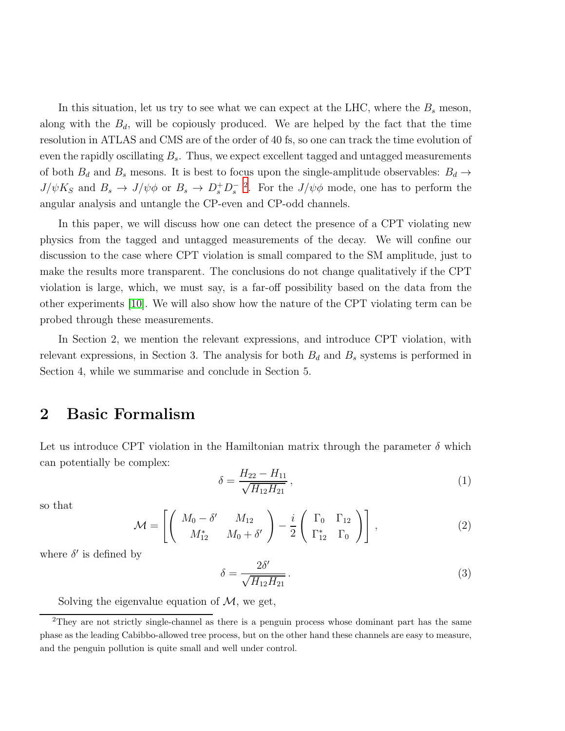In this situation, let us try to see what we can expect at the LHC, where the $B_s$ meson, along with the $B_d$, will be copiously produced. We are helped by the fact that the time resolution in ATLAS and CMS are of the order of 40 fs, so one can track the time evolution of even the rapidly oscillating $B_s$. Thus, we expect excellent tagged and untagged measurements of both $B_d$ and $B_s$ mesons. It is best to focus upon the single-amplitude observables: $B_d \to J/\psi K_S$ and $B_s \to J/\psi\phi$ or $B_s \to D_s^+ D_s^-$ [2]. For the $J/\psi\phi$ mode, one has to perform the angular analysis and untangle the CP-even and CP-odd channels.

In this paper, we will discuss how one can detect the presence of a CPT violating new physics from the tagged and untagged measurements of the decay. We will confine our discussion to the case where CPT violation is small compared to the SM amplitude, just to make the results more transparent. The conclusions do not change qualitatively if the CPT violation is large, which, we must say, is a far-off possibility based on the data from the other experiments [10]. We will also show how the nature of the CPT violating term can be probed through these measurements.

In Section 2, we mention the relevant expressions, and introduce CPT violation, with relevant expressions, in Section 3. The analysis for both $B_d$ and $B_s$ systems is performed in Section 4, while we summarise and conclude in Section 5.

## 2 Basic Formalism

Let us introduce CPT violation in the Hamiltonian matrix through the parameter $\delta$ which can potentially be complex:

$$\delta = \frac{H_{22} - H_{11}}{\sqrt{H_{12}H_{21}}}\,, \tag{1}$$

so that

$$\mathcal{M} = \left[ \left( \begin{array}{cc} M_0 - \delta' & M_{12} \\ M_{12}^* & M_0 + \delta' \end{array} \right) - \frac{i}{2} \left( \begin{array}{cc} \Gamma_0 & \Gamma_{12} \\ \Gamma_{12}^* & \Gamma_0 \end{array} \right) \right], \tag{2}$$

where $\delta'$ is defined by

$$\delta = \frac{2\delta'}{\sqrt{H_{12}H_{21}}}\,. \tag{3}$$

Solving the eigenvalue equation of $\mathcal{M}$, we get,

[2]They are not strictly single-channel as there is a penguin process whose dominant part has the same phase as the leading Cabibbo-allowed tree process, but on the other hand these channels are easy to measure, and the penguin pollution is quite small and well under control.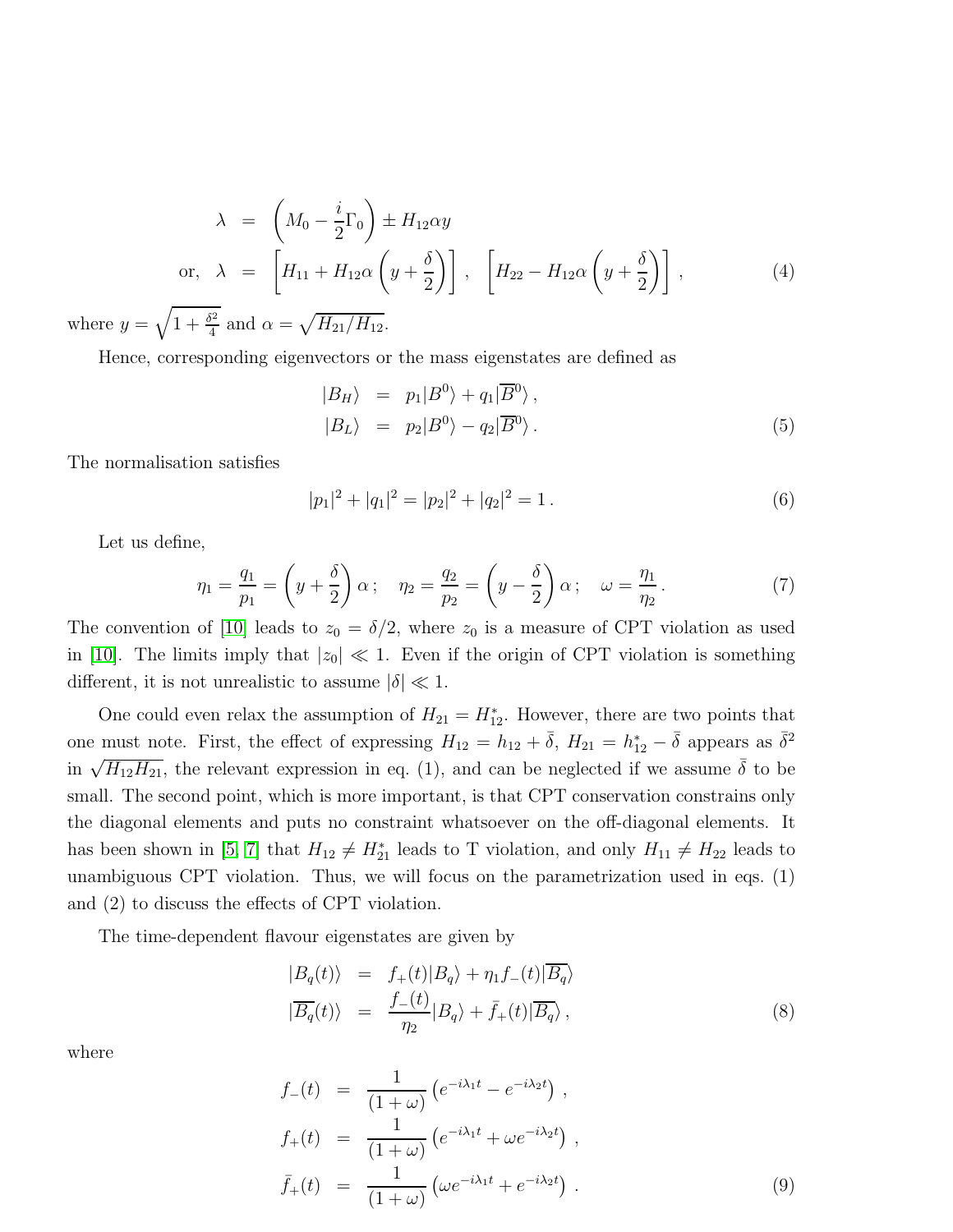$$
\begin{aligned}
\lambda &= \left(M_0 - \frac{i}{2}\Gamma_0\right) \pm H_{12}\alpha y \\
\text{or,}\ \ \lambda &= \left[H_{11} + H_{12}\alpha\left(y + \frac{\delta}{2}\right)\right]\,,\ \ \left[H_{22} - H_{12}\alpha\left(y + \frac{\delta}{2}\right)\right]\,, \qquad (4)
\end{aligned}
$$

where $y = \sqrt{1 + \frac{\delta^2}{4}}$ and $\alpha = \sqrt{H_{21}/H_{12}}$.

Hence, corresponding eigenvectors or the mass eigenstates are defined as

$$
\begin{aligned}
|B_H\rangle &= p_1|B^0\rangle + q_1|\overline{B}^0\rangle\,, \\
|B_L\rangle &= p_2|B^0\rangle - q_2|\overline{B}^0\rangle\,. \qquad (5)
\end{aligned}
$$

The normalisation satisfies

$$
|p_1|^2 + |q_1|^2 = |p_2|^2 + |q_2|^2 = 1\,. \qquad (6)
$$

Let us define,

$$
\eta_1 = \frac{q_1}{p_1} = \left(y + \frac{\delta}{2}\right)\alpha\,; \quad \eta_2 = \frac{q_2}{p_2} = \left(y - \frac{\delta}{2}\right)\alpha\,; \quad \omega = \frac{\eta_1}{\eta_2}\,. \qquad (7)
$$

The convention of [10] leads to $z_0 = \delta/2$, where $z_0$ is a measure of CPT violation as used in [10]. The limits imply that $|z_0| \ll 1$. Even if the origin of CPT violation is something different, it is not unrealistic to assume $|\delta| \ll 1$.

One could even relax the assumption of $H_{21} = H_{12}^*$. However, there are two points that one must note. First, the effect of expressing $H_{12} = h_{12} + \bar{\delta}$, $H_{21} = h_{12}^* - \bar{\delta}$ appears as $\bar{\delta}^2$ in $\sqrt{H_{12}H_{21}}$, the relevant expression in eq. (1), and can be neglected if we assume $\bar{\delta}$ to be small. The second point, which is more important, is that CPT conservation constrains only the diagonal elements and puts no constraint whatsoever on the off-diagonal elements. It has been shown in [5, 7] that $H_{12} \neq H_{21}^*$ leads to T violation, and only $H_{11} \neq H_{22}$ leads to unambiguous CPT violation. Thus, we will focus on the parametrization used in eqs. (1) and (2) to discuss the effects of CPT violation.

The time-dependent flavour eigenstates are given by

$$
\begin{aligned}
|B_q(t)\rangle &= f_+(t)|B_q\rangle + \eta_1 f_-(t)|\overline{B_q}\rangle \\
|\overline{B_q}(t)\rangle &= \frac{f_-(t)}{\eta_2}|B_q\rangle + \bar{f}_+(t)|\overline{B_q}\rangle\,, \qquad (8)
\end{aligned}
$$

where

$$
\begin{aligned}
f_-(t) &= \frac{1}{(1+\omega)}\left(e^{-i\lambda_1 t} - e^{-i\lambda_2 t}\right)\,, \\
f_+(t) &= \frac{1}{(1+\omega)}\left(e^{-i\lambda_1 t} + \omega e^{-i\lambda_2 t}\right)\,, \\
\bar{f}_+(t) &= \frac{1}{(1+\omega)}\left(\omega e^{-i\lambda_1 t} + e^{-i\lambda_2 t}\right)\,. \qquad (9)
\end{aligned}
$$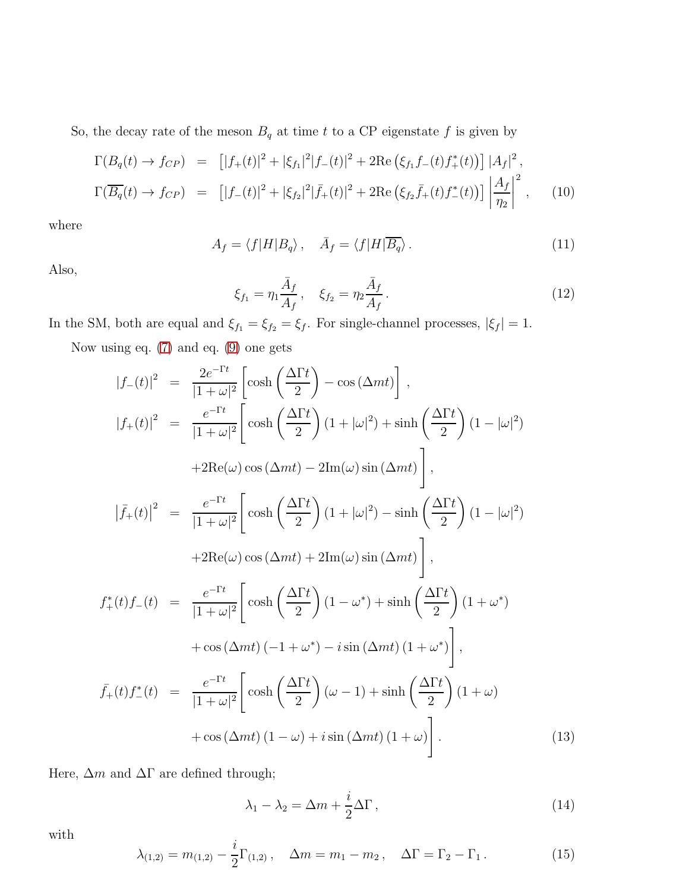So, the decay rate of the meson $B_q$ at time $t$ to a CP eigenstate $f$ is given by

$$
\begin{aligned}
\Gamma(B_q(t) \to f_{CP}) &= \left[|f_+(t)|^2 + |\xi_{f_1}|^2 |f_-(t)|^2 + 2\mathrm{Re}\left(\xi_{f_1} f_-(t) f_+^*(t)\right)\right] |A_f|^2 \,, \\
\Gamma(\overline{B_q}(t) \to f_{CP}) &= \left[|f_-(t)|^2 + |\xi_{f_2}|^2 |\bar{f}_+(t)|^2 + 2\mathrm{Re}\left(\xi_{f_2} \bar{f}_+(t) f_-^*(t)\right)\right] \left|\frac{A_f}{\eta_2}\right|^2 \,,
\end{aligned}
\tag{10}
$$

where

$$
A_f = \langle f|H|B_q\rangle \,, \quad \bar{A}_f = \langle f|H|\overline{B_q}\rangle \,. \tag{11}
$$

Also,

$$
\xi_{f_1} = \eta_1 \frac{\bar{A}_f}{A_f} \,, \quad \xi_{f_2} = \eta_2 \frac{\bar{A}_f}{A_f} \,. \tag{12}
$$

In the SM, both are equal and $\xi_{f_1} = \xi_{f_2} = \xi_f$. For single-channel processes, $|\xi_f| = 1$.

Now using eq. (7) and eq. (9) one gets

$$
\begin{aligned}
|f_-(t)|^2 &= \frac{2e^{-\Gamma t}}{|1+\omega|^2}\left[\cosh\left(\frac{\Delta\Gamma t}{2}\right) - \cos\left(\Delta m t\right)\right] \,, \\
|f_+(t)|^2 &= \frac{e^{-\Gamma t}}{|1+\omega|^2}\Bigg[\cosh\left(\frac{\Delta\Gamma t}{2}\right)(1+|\omega|^2) + \sinh\left(\frac{\Delta\Gamma t}{2}\right)(1-|\omega|^2) \\
&\quad + 2\mathrm{Re}(\omega)\cos\left(\Delta m t\right) - 2\mathrm{Im}(\omega)\sin\left(\Delta m t\right)\Bigg] \,, \\
\left|\bar{f}_+(t)\right|^2 &= \frac{e^{-\Gamma t}}{|1+\omega|^2}\Bigg[\cosh\left(\frac{\Delta\Gamma t}{2}\right)(1+|\omega|^2) - \sinh\left(\frac{\Delta\Gamma t}{2}\right)(1-|\omega|^2) \\
&\quad + 2\mathrm{Re}(\omega)\cos\left(\Delta m t\right) + 2\mathrm{Im}(\omega)\sin\left(\Delta m t\right)\Bigg] \,, \\
f_+^*(t) f_-(t) &= \frac{e^{-\Gamma t}}{|1+\omega|^2}\Bigg[\cosh\left(\frac{\Delta\Gamma t}{2}\right)(1-\omega^*) + \sinh\left(\frac{\Delta\Gamma t}{2}\right)(1+\omega^*) \\
&\quad + \cos\left(\Delta m t\right)(-1+\omega^*) - i\sin\left(\Delta m t\right)(1+\omega^*)\Bigg] \,, \\
\bar{f}_+(t) f_-^*(t) &= \frac{e^{-\Gamma t}}{|1+\omega|^2}\Bigg[\cosh\left(\frac{\Delta\Gamma t}{2}\right)(\omega-1) + \sinh\left(\frac{\Delta\Gamma t}{2}\right)(1+\omega) \\
&\quad + \cos\left(\Delta m t\right)(1-\omega) + i\sin\left(\Delta m t\right)(1+\omega)\Bigg] \,.
\end{aligned}
\tag{13}
$$

Here, $\Delta m$ and $\Delta\Gamma$ are defined through;

$$
\lambda_1 - \lambda_2 = \Delta m + \frac{i}{2}\Delta\Gamma \,, \tag{14}
$$

with

$$
\lambda_{(1,2)} = m_{(1,2)} - \frac{i}{2}\Gamma_{(1,2)} \,, \quad \Delta m = m_1 - m_2 \,, \quad \Delta\Gamma = \Gamma_2 - \Gamma_1 \,. \tag{15}
$$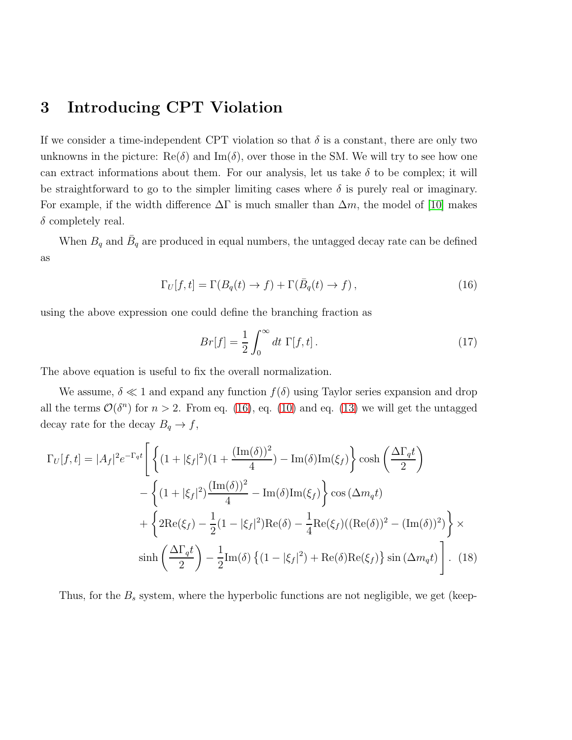# 3 Introducing CPT Violation

If we consider a time-independent CPT violation so that $\delta$ is a constant, there are only two unknowns in the picture: $\mathrm{Re}(\delta)$ and $\mathrm{Im}(\delta)$, over those in the SM. We will try to see how one can extract informations about them. For our analysis, let us take $\delta$ to be complex; it will be straightforward to go to the simpler limiting cases where $\delta$ is purely real or imaginary. For example, if the width difference $\Delta\Gamma$ is much smaller than $\Delta m$, the model of [10] makes $\delta$ completely real.

When $B_q$ and $\bar{B}_q$ are produced in equal numbers, the untagged decay rate can be defined as

$$\Gamma_U[f,t] = \Gamma(B_q(t) \to f) + \Gamma(\bar{B}_q(t) \to f)\,, \tag{16}$$

using the above expression one could define the branching fraction as

$$Br[f] = \frac{1}{2}\int_0^\infty dt\ \Gamma[f,t]\,. \tag{17}$$

The above equation is useful to fix the overall normalization.

We assume, $\delta \ll 1$ and expand any function $f(\delta)$ using Taylor series expansion and drop all the terms $\mathcal{O}(\delta^n)$ for $n > 2$. From eq. (16), eq. (10) and eq. (13) we will get the untagged decay rate for the decay $B_q \to f$,

$$\begin{aligned}
\Gamma_U[f,t] = |A_f|^2 e^{-\Gamma_q t}\Bigg[ & \left\{(1+|\xi_f|^2)(1+\frac{(\mathrm{Im}(\delta))^2}{4}) - \mathrm{Im}(\delta)\mathrm{Im}(\xi_f)\right\}\cosh\left(\frac{\Delta\Gamma_q t}{2}\right) \\
& - \left\{(1+|\xi_f|^2)\frac{(\mathrm{Im}(\delta))^2}{4} - \mathrm{Im}(\delta)\mathrm{Im}(\xi_f)\right\}\cos\left(\Delta m_q t\right) \\
& + \left\{2\mathrm{Re}(\xi_f) - \frac{1}{2}(1-|\xi_f|^2)\mathrm{Re}(\delta) - \frac{1}{4}\mathrm{Re}(\xi_f)((\mathrm{Re}(\delta))^2 - (\mathrm{Im}(\delta))^2)\right\}\times \\
& \sinh\left(\frac{\Delta\Gamma_q t}{2}\right) - \frac{1}{2}\mathrm{Im}(\delta)\left\{(1-|\xi_f|^2) + \mathrm{Re}(\delta)\mathrm{Re}(\xi_f)\right\}\sin\left(\Delta m_q t\right)\Bigg]\,.
\end{aligned} \tag{18}$$

Thus, for the $B_s$ system, where the hyperbolic functions are not negligible, we get (keep-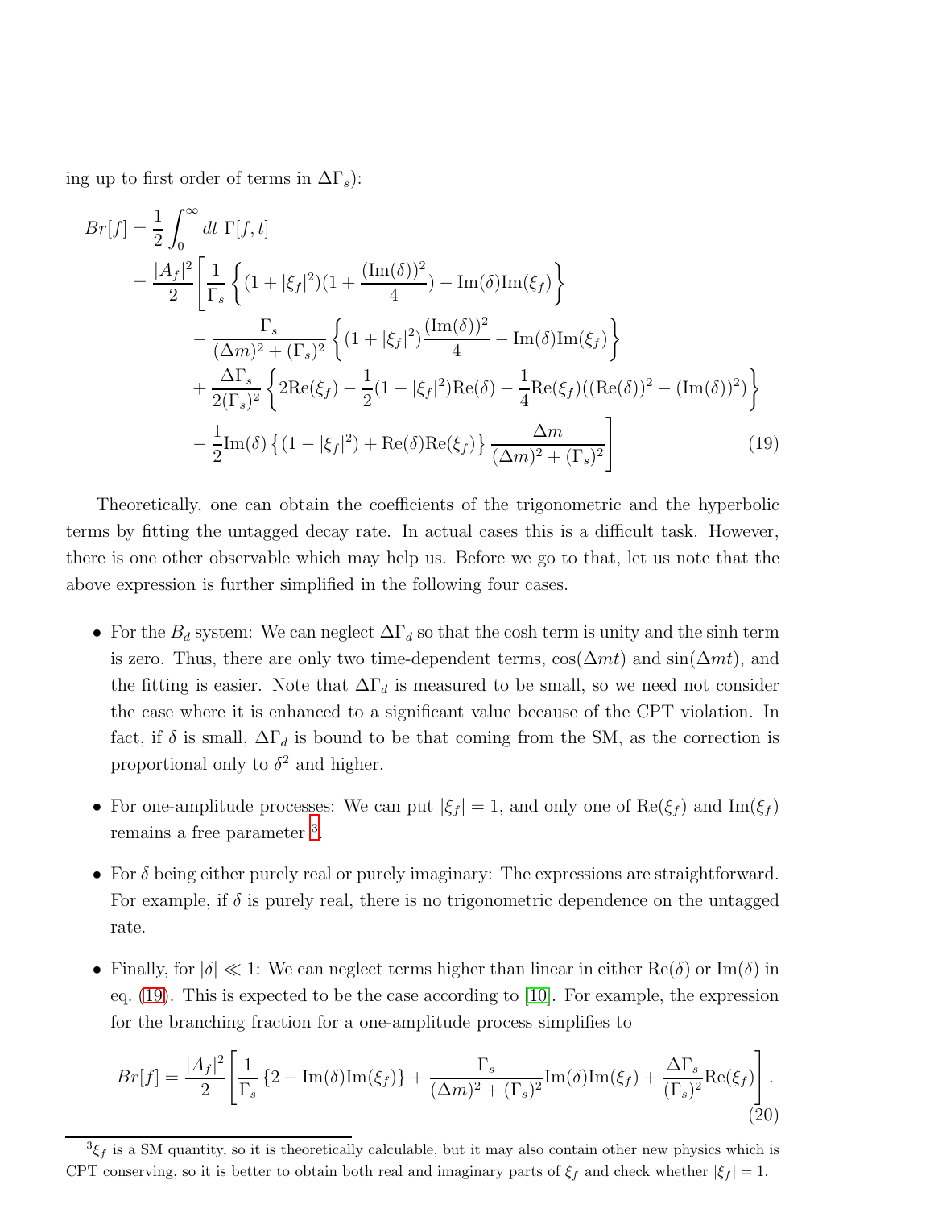ing up to first order of terms in $\Delta\Gamma_s$):

$$
\begin{aligned}
Br[f] &= \frac{1}{2}\int_0^\infty dt\ \Gamma[f,t] \\
&= \frac{|A_f|^2}{2}\Bigg[\frac{1}{\Gamma_s}\left\{(1+|\xi_f|^2)(1+\frac{(\mathrm{Im}(\delta))^2}{4}) - \mathrm{Im}(\delta)\mathrm{Im}(\xi_f)\right\} \\
&\quad - \frac{\Gamma_s}{(\Delta m)^2+(\Gamma_s)^2}\left\{(1+|\xi_f|^2)\frac{(\mathrm{Im}(\delta))^2}{4} - \mathrm{Im}(\delta)\mathrm{Im}(\xi_f)\right\} \\
&\quad + \frac{\Delta\Gamma_s}{2(\Gamma_s)^2}\left\{2\mathrm{Re}(\xi_f) - \frac{1}{2}(1-|\xi_f|^2)\mathrm{Re}(\delta) - \frac{1}{4}\mathrm{Re}(\xi_f)((\mathrm{Re}(\delta))^2-(\mathrm{Im}(\delta))^2)\right\} \\
&\quad - \frac{1}{2}\mathrm{Im}(\delta)\left\{(1-|\xi_f|^2)+\mathrm{Re}(\delta)\mathrm{Re}(\xi_f)\right\}\frac{\Delta m}{(\Delta m)^2+(\Gamma_s)^2}\Bigg] \qquad (19)
\end{aligned}
$$

Theoretically, one can obtain the coefficients of the trigonometric and the hyperbolic terms by fitting the untagged decay rate. In actual cases this is a difficult task. However, there is one other observable which may help us. Before we go to that, let us note that the above expression is further simplified in the following four cases.

- For the $B_d$ system: We can neglect $\Delta\Gamma_d$ so that the cosh term is unity and the sinh term is zero. Thus, there are only two time-dependent terms, $\cos(\Delta m t)$ and $\sin(\Delta m t)$, and the fitting is easier. Note that $\Delta\Gamma_d$ is measured to be small, so we need not consider the case where it is enhanced to a significant value because of the CPT violation. In fact, if $\delta$ is small, $\Delta\Gamma_d$ is bound to be that coming from the SM, as the correction is proportional only to $\delta^2$ and higher.

- For one-amplitude processes: We can put $|\xi_f| = 1$, and only one of $\mathrm{Re}(\xi_f)$ and $\mathrm{Im}(\xi_f)$ remains a free parameter [3].

- For $\delta$ being either purely real or purely imaginary: The expressions are straightforward. For example, if $\delta$ is purely real, there is no trigonometric dependence on the untagged rate.

- Finally, for $|\delta| \ll 1$: We can neglect terms higher than linear in either $\mathrm{Re}(\delta)$ or $\mathrm{Im}(\delta)$ in eq. (19). This is expected to be the case according to [10]. For example, the expression for the branching fraction for a one-amplitude process simplifies to

$$
Br[f] = \frac{|A_f|^2}{2}\left[\frac{1}{\Gamma_s}\left\{2-\mathrm{Im}(\delta)\mathrm{Im}(\xi_f)\right\} + \frac{\Gamma_s}{(\Delta m)^2+(\Gamma_s)^2}\mathrm{Im}(\delta)\mathrm{Im}(\xi_f) + \frac{\Delta\Gamma_s}{(\Gamma_s)^2}\mathrm{Re}(\xi_f)\right]. \qquad (20)
$$

[3] $\xi_f$ is a SM quantity, so it is theoretically calculable, but it may also contain other new physics which is CPT conserving, so it is better to obtain both real and imaginary parts of $\xi_f$ and check whether $|\xi_f| = 1$.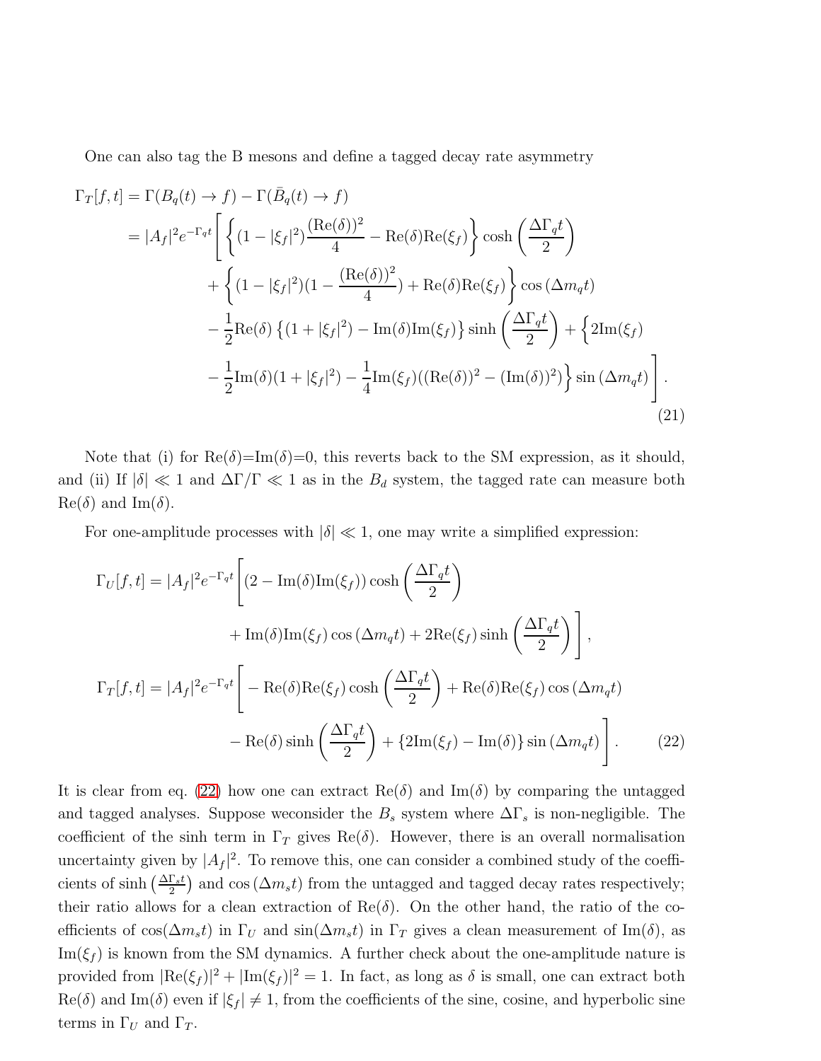One can also tag the B mesons and define a tagged decay rate asymmetry

$$
\begin{aligned}
\Gamma_T[f,t] &= \Gamma(B_q(t)\to f) - \Gamma(\bar{B}_q(t)\to f) \\
&= |A_f|^2 e^{-\Gamma_q t}\Bigg[\left\{(1-|\xi_f|^2)\frac{(\mathrm{Re}(\delta))^2}{4} - \mathrm{Re}(\delta)\mathrm{Re}(\xi_f)\right\}\cosh\left(\frac{\Delta\Gamma_q t}{2}\right) \\
&\quad + \left\{(1-|\xi_f|^2)(1-\frac{(\mathrm{Re}(\delta))^2}{4}) + \mathrm{Re}(\delta)\mathrm{Re}(\xi_f)\right\}\cos(\Delta m_q t) \\
&\quad - \frac{1}{2}\mathrm{Re}(\delta)\left\{(1+|\xi_f|^2) - \mathrm{Im}(\delta)\mathrm{Im}(\xi_f)\right\}\sinh\left(\frac{\Delta\Gamma_q t}{2}\right) + \Big\{2\mathrm{Im}(\xi_f) \\
&\quad - \frac{1}{2}\mathrm{Im}(\delta)(1+|\xi_f|^2) - \frac{1}{4}\mathrm{Im}(\xi_f)((\mathrm{Re}(\delta))^2 - (\mathrm{Im}(\delta))^2)\Big\}\sin(\Delta m_q t)\Bigg].
\end{aligned}
\tag{21}
$$

Note that (i) for Re($\delta$)=Im($\delta$)=0, this reverts back to the SM expression, as it should, and (ii) If $|\delta| \ll 1$ and $\Delta\Gamma/\Gamma \ll 1$ as in the $B_d$ system, the tagged rate can measure both Re($\delta$) and Im($\delta$).

For one-amplitude processes with $|\delta| \ll 1$, one may write a simplified expression:

$$
\begin{aligned}
\Gamma_U[f,t] &= |A_f|^2 e^{-\Gamma_q t}\Bigg[(2 - \mathrm{Im}(\delta)\mathrm{Im}(\xi_f))\cosh\left(\frac{\Delta\Gamma_q t}{2}\right) \\
&\qquad + \mathrm{Im}(\delta)\mathrm{Im}(\xi_f)\cos(\Delta m_q t) + 2\mathrm{Re}(\xi_f)\sinh\left(\frac{\Delta\Gamma_q t}{2}\right)\Bigg], \\
\Gamma_T[f,t] &= |A_f|^2 e^{-\Gamma_q t}\Bigg[-\mathrm{Re}(\delta)\mathrm{Re}(\xi_f)\cosh\left(\frac{\Delta\Gamma_q t}{2}\right) + \mathrm{Re}(\delta)\mathrm{Re}(\xi_f)\cos(\Delta m_q t) \\
&\qquad - \mathrm{Re}(\delta)\sinh\left(\frac{\Delta\Gamma_q t}{2}\right) + \{2\mathrm{Im}(\xi_f) - \mathrm{Im}(\delta)\}\sin(\Delta m_q t)\Bigg].
\end{aligned}
\tag{22}
$$

It is clear from eq. (22) how one can extract Re($\delta$) and Im($\delta$) by comparing the untagged and tagged analyses. Suppose weconsider the $B_s$ system where $\Delta\Gamma_s$ is non-negligible. The coefficient of the sinh term in $\Gamma_T$ gives Re($\delta$). However, there is an overall normalisation uncertainty given by $|A_f|^2$. To remove this, one can consider a combined study of the coefficients of $\sinh\left(\frac{\Delta\Gamma_s t}{2}\right)$ and $\cos(\Delta m_s t)$ from the untagged and tagged decay rates respectively; their ratio allows for a clean extraction of Re($\delta$). On the other hand, the ratio of the coefficients of $\cos(\Delta m_s t)$ in $\Gamma_U$ and $\sin(\Delta m_s t)$ in $\Gamma_T$ gives a clean measurement of Im($\delta$), as Im($\xi_f$) is known from the SM dynamics. A further check about the one-amplitude nature is provided from $|\mathrm{Re}(\xi_f)|^2 + |\mathrm{Im}(\xi_f)|^2 = 1$. In fact, as long as $\delta$ is small, one can extract both Re($\delta$) and Im($\delta$) even if $|\xi_f| \neq 1$, from the coefficients of the sine, cosine, and hyperbolic sine terms in $\Gamma_U$ and $\Gamma_T$.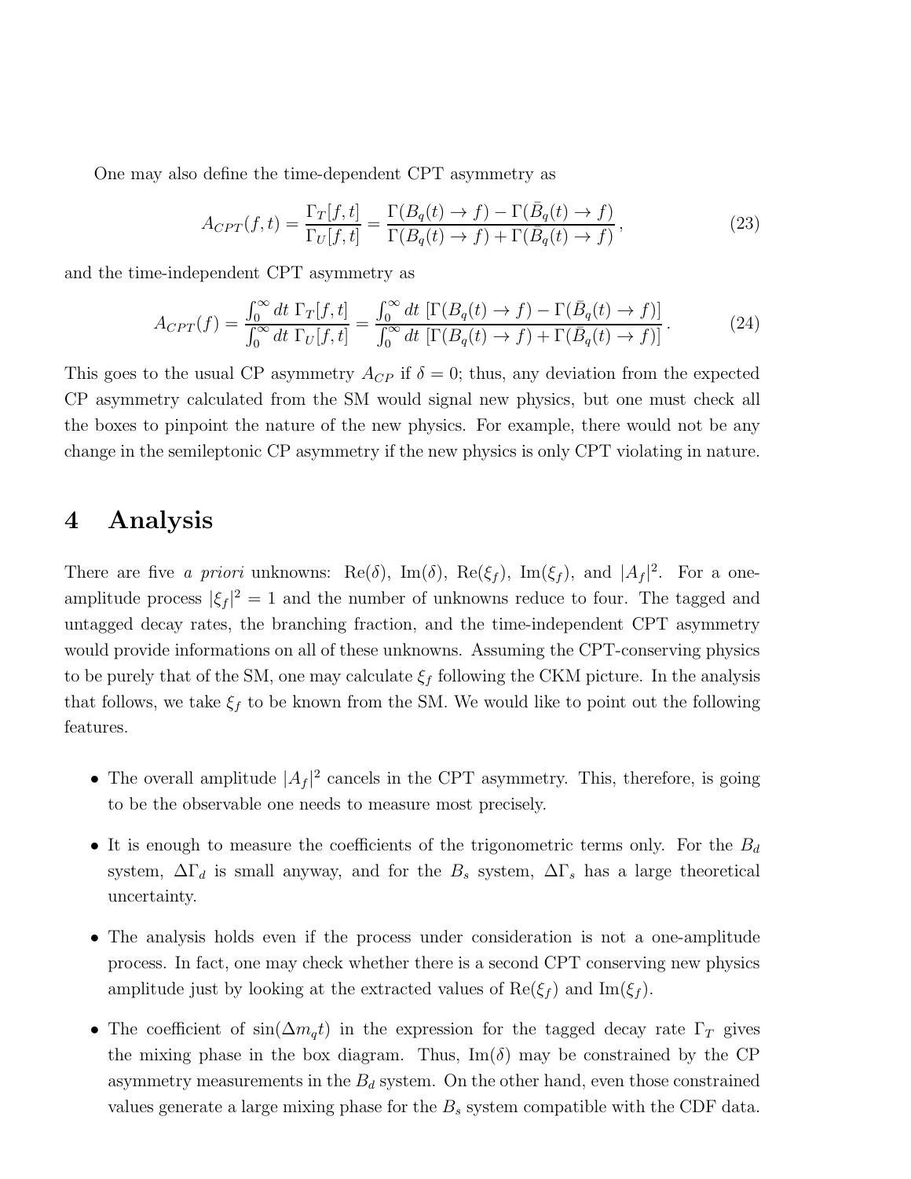One may also define the time-dependent CPT asymmetry as

$$A_{CPT}(f,t) = \frac{\Gamma_T[f,t]}{\Gamma_U[f,t]} = \frac{\Gamma(B_q(t)\to f) - \Gamma(\bar{B}_q(t)\to f)}{\Gamma(B_q(t)\to f) + \Gamma(\bar{B}_q(t)\to f)}\,, \tag{23}$$

and the time-independent CPT asymmetry as

$$A_{CPT}(f) = \frac{\int_0^\infty dt\ \Gamma_T[f,t]}{\int_0^\infty dt\ \Gamma_U[f,t]} = \frac{\int_0^\infty dt\ [\Gamma(B_q(t)\to f) - \Gamma(\bar{B}_q(t)\to f)]}{\int_0^\infty dt\ [\Gamma(B_q(t)\to f) + \Gamma(\bar{B}_q(t)\to f)]}\,. \tag{24}$$

This goes to the usual CP asymmetry $A_{CP}$ if $\delta = 0$; thus, any deviation from the expected CP asymmetry calculated from the SM would signal new physics, but one must check all the boxes to pinpoint the nature of the new physics. For example, there would not be any change in the semileptonic CP asymmetry if the new physics is only CPT violating in nature.

# 4 Analysis

There are five *a priori* unknowns: $\mathrm{Re}(\delta)$, $\mathrm{Im}(\delta)$, $\mathrm{Re}(\xi_f)$, $\mathrm{Im}(\xi_f)$, and $|A_f|^2$. For a one-amplitude process $|\xi_f|^2 = 1$ and the number of unknowns reduce to four. The tagged and untagged decay rates, the branching fraction, and the time-independent CPT asymmetry would provide informations on all of these unknowns. Assuming the CPT-conserving physics to be purely that of the SM, one may calculate $\xi_f$ following the CKM picture. In the analysis that follows, we take $\xi_f$ to be known from the SM. We would like to point out the following features.

- The overall amplitude $|A_f|^2$ cancels in the CPT asymmetry. This, therefore, is going to be the observable one needs to measure most precisely.
- It is enough to measure the coefficients of the trigonometric terms only. For the $B_d$ system, $\Delta\Gamma_d$ is small anyway, and for the $B_s$ system, $\Delta\Gamma_s$ has a large theoretical uncertainty.
- The analysis holds even if the process under consideration is not a one-amplitude process. In fact, one may check whether there is a second CPT conserving new physics amplitude just by looking at the extracted values of $\mathrm{Re}(\xi_f)$ and $\mathrm{Im}(\xi_f)$.
- The coefficient of $\sin(\Delta m_q t)$ in the expression for the tagged decay rate $\Gamma_T$ gives the mixing phase in the box diagram. Thus, $\mathrm{Im}(\delta)$ may be constrained by the CP asymmetry measurements in the $B_d$ system. On the other hand, even those constrained values generate a large mixing phase for the $B_s$ system compatible with the CDF data.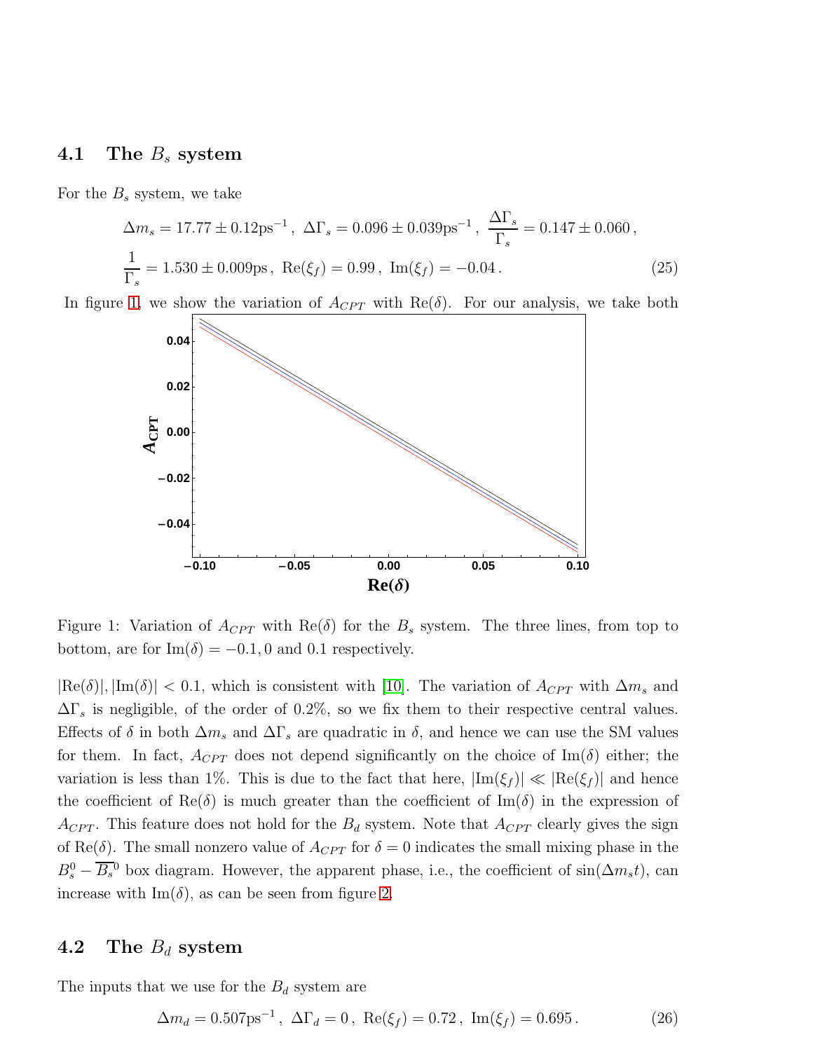### 4.1 The $B_s$ system

For the $B_s$ system, we take

$$\Delta m_s = 17.77 \pm 0.12 \text{ps}^{-1}\,,\ \Delta\Gamma_s = 0.096 \pm 0.039 \text{ps}^{-1}\,,\ \frac{\Delta\Gamma_s}{\Gamma_s} = 0.147 \pm 0.060\,,$$
$$\frac{1}{\Gamma_s} = 1.530 \pm 0.009 \text{ps}\,,\ \text{Re}(\xi_f) = 0.99\,,\ \text{Im}(\xi_f) = -0.04\,. \tag{25}$$

In figure 1, we show the variation of $A_{CPT}$ with $\text{Re}(\delta)$. For our analysis, we take both

Figure 1: Variation of $A_{CPT}$ with $\text{Re}(\delta)$ for the $B_s$ system. The three lines, from top to bottom, are for $\text{Im}(\delta) = -0.1, 0$ and $0.1$ respectively.

$|\text{Re}(\delta)|, |\text{Im}(\delta)| < 0.1$, which is consistent with [10]. The variation of $A_{CPT}$ with $\Delta m_s$ and $\Delta\Gamma_s$ is negligible, of the order of 0.2%, so we fix them to their respective central values. Effects of $\delta$ in both $\Delta m_s$ and $\Delta\Gamma_s$ are quadratic in $\delta$, and hence we can use the SM values for them. In fact, $A_{CPT}$ does not depend significantly on the choice of $\text{Im}(\delta)$ either; the variation is less than 1%. This is due to the fact that here, $|\text{Im}(\xi_f)| \ll |\text{Re}(\xi_f)|$ and hence the coefficient of $\text{Re}(\delta)$ is much greater than the coefficient of $\text{Im}(\delta)$ in the expression of $A_{CPT}$. This feature does not hold for the $B_d$ system. Note that $A_{CPT}$ clearly gives the sign of $\text{Re}(\delta)$. The small nonzero value of $A_{CPT}$ for $\delta = 0$ indicates the small mixing phase in the $B_s^0 - \overline{B_s}^0$ box diagram. However, the apparent phase, i.e., the coefficient of $\sin(\Delta m_s t)$, can increase with $\text{Im}(\delta)$, as can be seen from figure 2.

### 4.2 The $B_d$ system

The inputs that we use for the $B_d$ system are

$$\Delta m_d = 0.507 \text{ps}^{-1}\,,\ \Delta\Gamma_d = 0\,,\ \text{Re}(\xi_f) = 0.72\,,\ \text{Im}(\xi_f) = 0.695\,. \tag{26}$$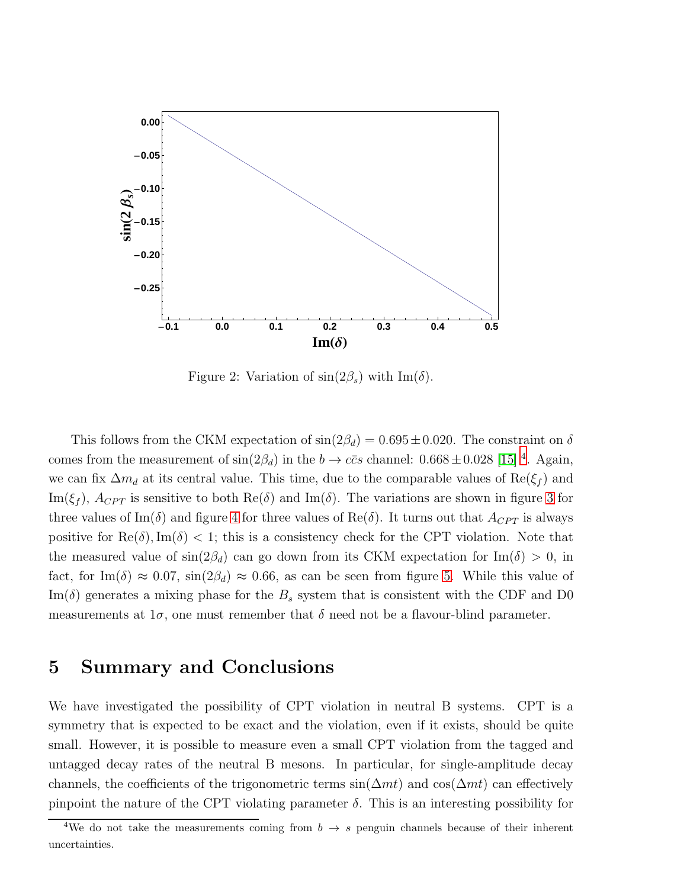Figure 2: Variation of $\sin(2\beta_s)$ with $\text{Im}(\delta)$.

This follows from the CKM expectation of $\sin(2\beta_d) = 0.695 \pm 0.020$. The constraint on $\delta$ comes from the measurement of $\sin(2\beta_d)$ in the $b \to c\bar{c}s$ channel: $0.668 \pm 0.028$ [15] [4]. Again, we can fix $\Delta m_d$ at its central value. This time, due to the comparable values of $\text{Re}(\xi_f)$ and $\text{Im}(\xi_f)$, $A_{CPT}$ is sensitive to both $\text{Re}(\delta)$ and $\text{Im}(\delta)$. The variations are shown in figure 3 for three values of $\text{Im}(\delta)$ and figure 4 for three values of $\text{Re}(\delta)$. It turns out that $A_{CPT}$ is always positive for $\text{Re}(\delta), \text{Im}(\delta) < 1$; this is a consistency check for the CPT violation. Note that the measured value of $\sin(2\beta_d)$ can go down from its CKM expectation for $\text{Im}(\delta) > 0$, in fact, for $\text{Im}(\delta) \approx 0.07$, $\sin(2\beta_d) \approx 0.66$, as can be seen from figure 5. While this value of $\text{Im}(\delta)$ generates a mixing phase for the $B_s$ system that is consistent with the CDF and D0 measurements at $1\sigma$, one must remember that $\delta$ need not be a flavour-blind parameter.

# 5 Summary and Conclusions

We have investigated the possibility of CPT violation in neutral B systems. CPT is a symmetry that is expected to be exact and the violation, even if it exists, should be quite small. However, it is possible to measure even a small CPT violation from the tagged and untagged decay rates of the neutral B mesons. In particular, for single-amplitude decay channels, the coefficients of the trigonometric terms $\sin(\Delta mt)$ and $\cos(\Delta mt)$ can effectively pinpoint the nature of the CPT violating parameter $\delta$. This is an interesting possibility for

[4] We do not take the measurements coming from $b \to s$ penguin channels because of their inherent uncertainties.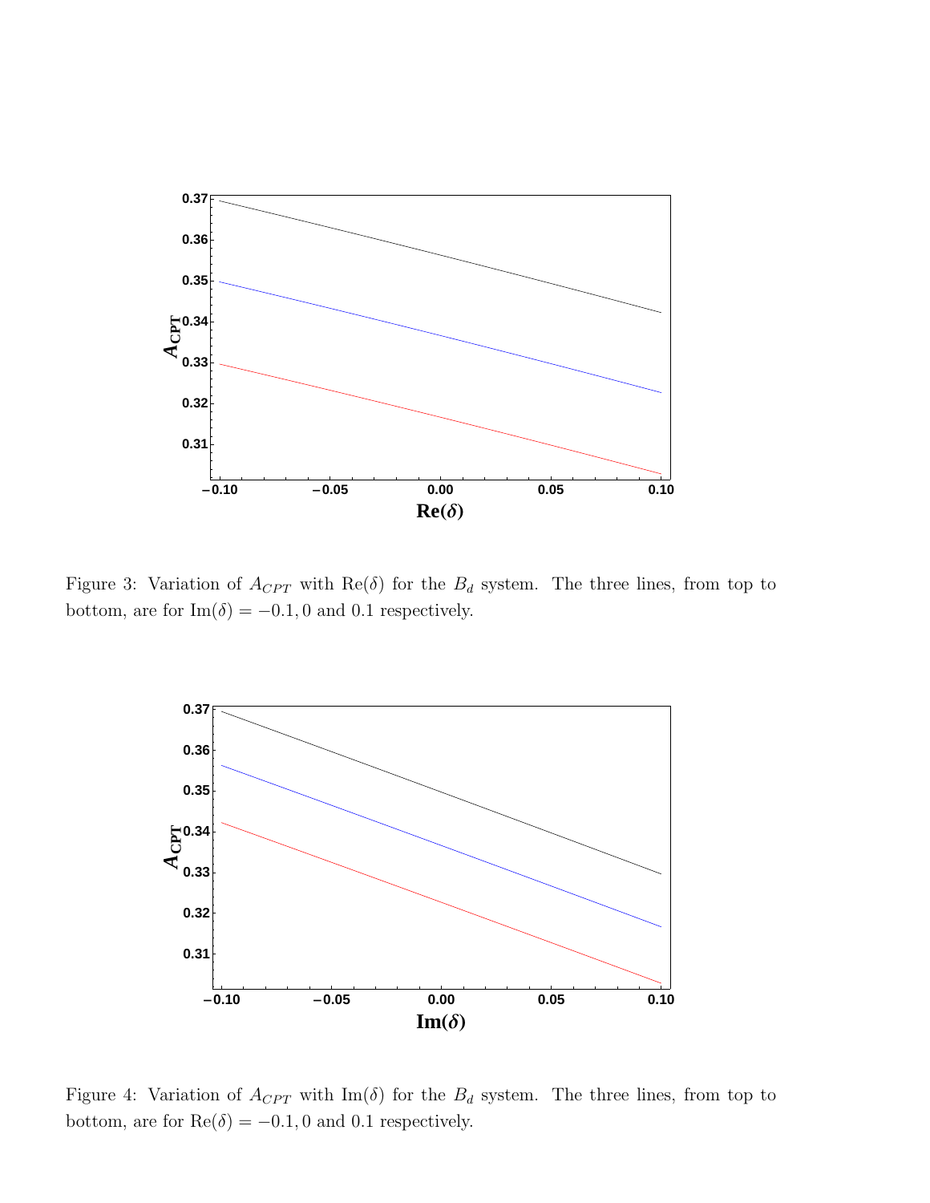Figure 3: Variation of $A_{CPT}$ with $\mathrm{Re}(\delta)$ for the $B_d$ system. The three lines, from top to bottom, are for $\mathrm{Im}(\delta) = -0.1, 0$ and $0.1$ respectively.

Figure 4: Variation of $A_{CPT}$ with $\mathrm{Im}(\delta)$ for the $B_d$ system. The three lines, from top to bottom, are for $\mathrm{Re}(\delta) = -0.1, 0$ and $0.1$ respectively.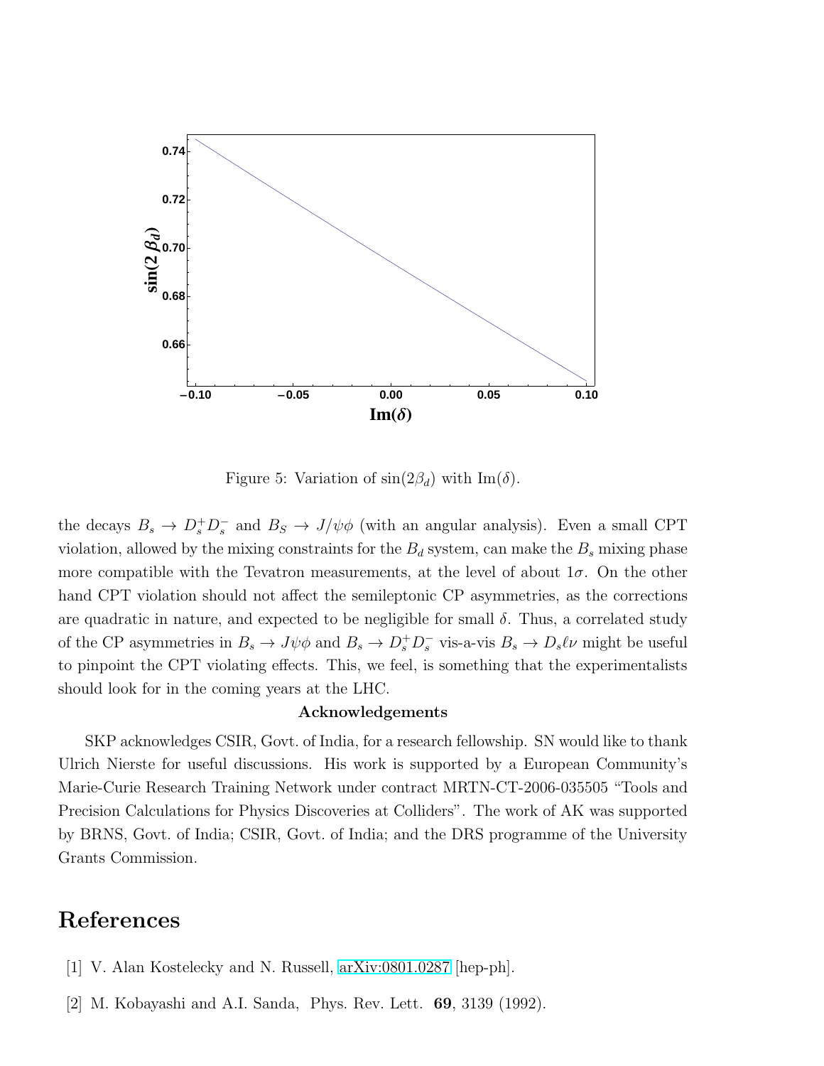Figure 5: Variation of $\sin(2\beta_d)$ with $\text{Im}(\delta)$.

the decays $B_s \to D_s^+ D_s^-$ and $B_S \to J/\psi\phi$ (with an angular analysis). Even a small CPT violation, allowed by the mixing constraints for the $B_d$ system, can make the $B_s$ mixing phase more compatible with the Tevatron measurements, at the level of about $1\sigma$. On the other hand CPT violation should not affect the semileptonic CP asymmetries, as the corrections are quadratic in nature, and expected to be negligible for small $\delta$. Thus, a correlated study of the CP asymmetries in $B_s \to J\psi\phi$ and $B_s \to D_s^+ D_s^-$ vis-a-vis $B_s \to D_s \ell\nu$ might be useful to pinpoint the CPT violating effects. This, we feel, is something that the experimentalists should look for in the coming years at the LHC.

**Acknowledgements**

SKP acknowledges CSIR, Govt. of India, for a research fellowship. SN would like to thank Ulrich Nierste for useful discussions. His work is supported by a European Community's Marie-Curie Research Training Network under contract MRTN-CT-2006-035505 "Tools and Precision Calculations for Physics Discoveries at Colliders". The work of AK was supported by BRNS, Govt. of India; CSIR, Govt. of India; and the DRS programme of the University Grants Commission.

# References

[1] V. Alan Kostelecky and N. Russell, arXiv:0801.0287 [hep-ph].

[2] M. Kobayashi and A.I. Sanda, Phys. Rev. Lett. **69**, 3139 (1992).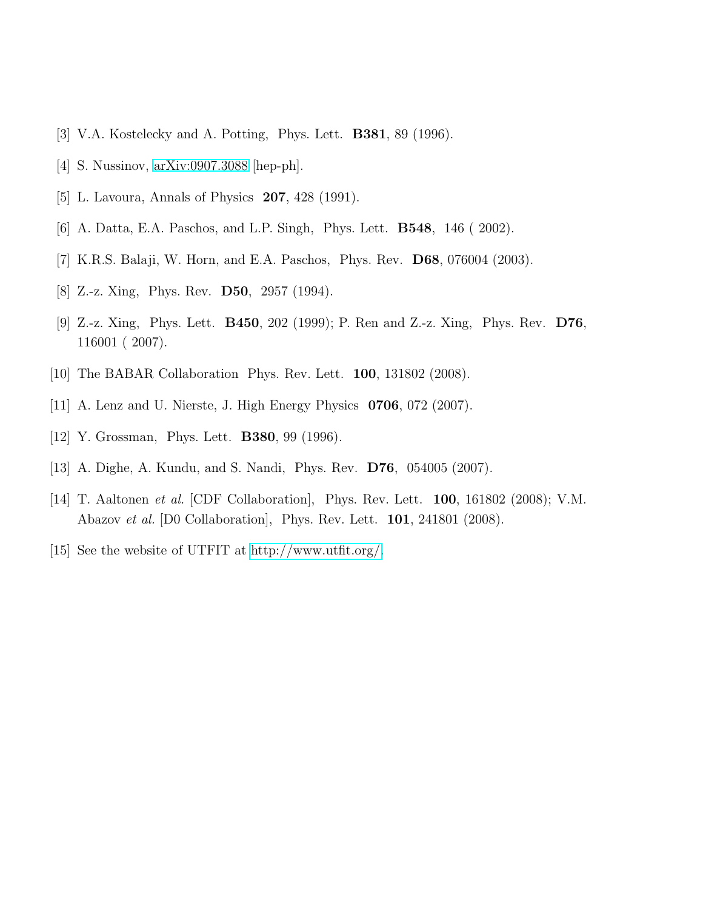[3] V.A. Kostelecky and A. Potting, Phys. Lett. **B381**, 89 (1996).

[4] S. Nussinov, arXiv:0907.3088 [hep-ph].

[5] L. Lavoura, Annals of Physics **207**, 428 (1991).

[6] A. Datta, E.A. Paschos, and L.P. Singh, Phys. Lett. **B548**, 146 ( 2002).

[7] K.R.S. Balaji, W. Horn, and E.A. Paschos, Phys. Rev. **D68**, 076004 (2003).

[8] Z.-z. Xing, Phys. Rev. **D50**, 2957 (1994).

[9] Z.-z. Xing, Phys. Lett. **B450**, 202 (1999); P. Ren and Z.-z. Xing, Phys. Rev. **D76**, 116001 ( 2007).

[10] The BABAR Collaboration Phys. Rev. Lett. **100**, 131802 (2008).

[11] A. Lenz and U. Nierste, J. High Energy Physics **0706**, 072 (2007).

[12] Y. Grossman, Phys. Lett. **B380**, 99 (1996).

[13] A. Dighe, A. Kundu, and S. Nandi, Phys. Rev. **D76**, 054005 (2007).

[14] T. Aaltonen *et al.* [CDF Collaboration], Phys. Rev. Lett. **100**, 161802 (2008); V.M. Abazov *et al.* [D0 Collaboration], Phys. Rev. Lett. **101**, 241801 (2008).

[15] See the website of UTFIT at http://www.utfit.org/.